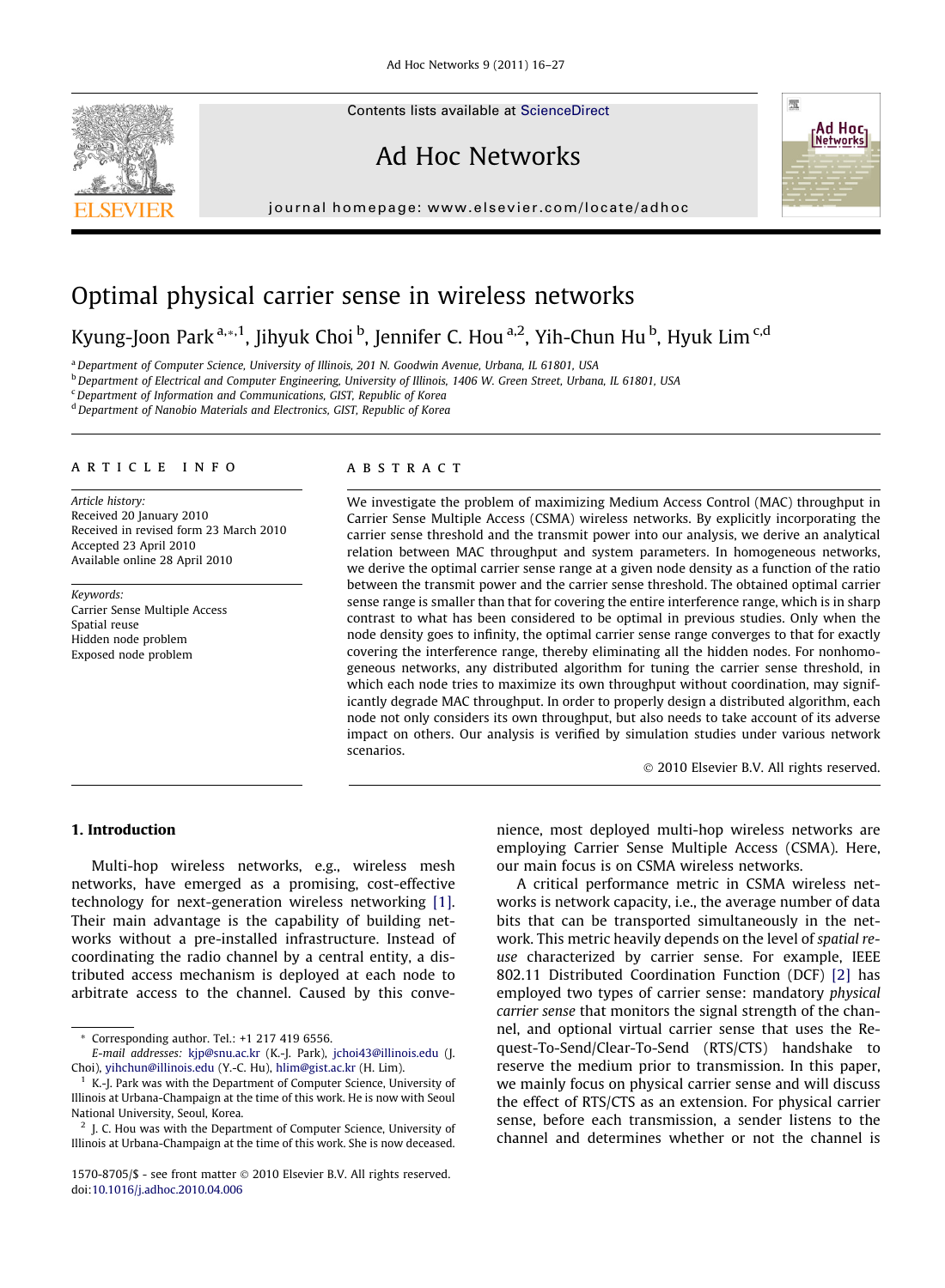Contents lists available at ScienceDirect

# Ad Hoc Networks

journal homepage: www.elsevier.com/locate/adhoc

# Optimal physical carrier sense in wireless networks

Kyung-Joon Park [a,*,1], Jihyuk Choi [b], Jennifer C. Hou [a,2], Yih-Chun Hu [b], Hyuk Lim [c,d]

[a] Department of Computer Science, University of Illinois, 201 N. Goodwin Avenue, Urbana, IL 61801, USA
[b] Department of Electrical and Computer Engineering, University of Illinois, 1406 W. Green Street, Urbana, IL 61801, USA
[c] Department of Information and Communications, GIST, Republic of Korea
[d] Department of Nanobio Materials and Electronics, GIST, Republic of Korea

## ARTICLE INFO

*Article history:*
Received 20 January 2010
Received in revised form 23 March 2010
Accepted 23 April 2010
Available online 28 April 2010

*Keywords:*
Carrier Sense Multiple Access
Spatial reuse
Hidden node problem
Exposed node problem

## ABSTRACT

We investigate the problem of maximizing Medium Access Control (MAC) throughput in Carrier Sense Multiple Access (CSMA) wireless networks. By explicitly incorporating the carrier sense threshold and the transmit power into our analysis, we derive an analytical relation between MAC throughput and system parameters. In homogeneous networks, we derive the optimal carrier sense range at a given node density as a function of the ratio between the transmit power and the carrier sense threshold. The obtained optimal carrier sense range is smaller than that for covering the entire interference range, which is in sharp contrast to what has been considered to be optimal in previous studies. Only when the node density goes to infinity, the optimal carrier sense range converges to that for exactly covering the interference range, thereby eliminating all the hidden nodes. For nonhomogeneous networks, any distributed algorithm for tuning the carrier sense threshold, in which each node tries to maximize its own throughput without coordination, may significantly degrade MAC throughput. In order to properly design a distributed algorithm, each node not only considers its own throughput, but also needs to take account of its adverse impact on others. Our analysis is verified by simulation studies under various network scenarios.

© 2010 Elsevier B.V. All rights reserved.

## 1. Introduction

Multi-hop wireless networks, e.g., wireless mesh networks, have emerged as a promising, cost-effective technology for next-generation wireless networking [1]. Their main advantage is the capability of building networks without a pre-installed infrastructure. Instead of coordinating the radio channel by a central entity, a distributed access mechanism is deployed at each node to arbitrate access to the channel. Caused by this convenience, most deployed multi-hop wireless networks are employing Carrier Sense Multiple Access (CSMA). Here, our main focus is on CSMA wireless networks.

A critical performance metric in CSMA wireless networks is network capacity, i.e., the average number of data bits that can be transported simultaneously in the network. This metric heavily depends on the level of *spatial reuse* characterized by carrier sense. For example, IEEE 802.11 Distributed Coordination Function (DCF) [2] has employed two types of carrier sense: mandatory *physical carrier sense* that monitors the signal strength of the channel, and optional virtual carrier sense that uses the Request-To-Send/Clear-To-Send (RTS/CTS) handshake to reserve the medium prior to transmission. In this paper, we mainly focus on physical carrier sense and will discuss the effect of RTS/CTS as an extension. For physical carrier sense, before each transmission, a sender listens to the channel and determines whether or not the channel is

---

\* Corresponding author. Tel.: +1 217 419 6556.
*E-mail addresses:* kjp@snu.ac.kr (K.-J. Park), jchoi43@illinois.edu (J. Choi), yihchun@illinois.edu (Y.-C. Hu), hlim@gist.ac.kr (H. Lim).

[1] K.-J. Park was with the Department of Computer Science, University of Illinois at Urbana-Champaign at the time of this work. He is now with Seoul National University, Seoul, Korea.

[2] J. C. Hou was with the Department of Computer Science, University of Illinois at Urbana-Champaign at the time of this work. She is now deceased.

1570-8705/$ - see front matter © 2010 Elsevier B.V. All rights reserved.
doi:10.1016/j.adhoc.2010.04.006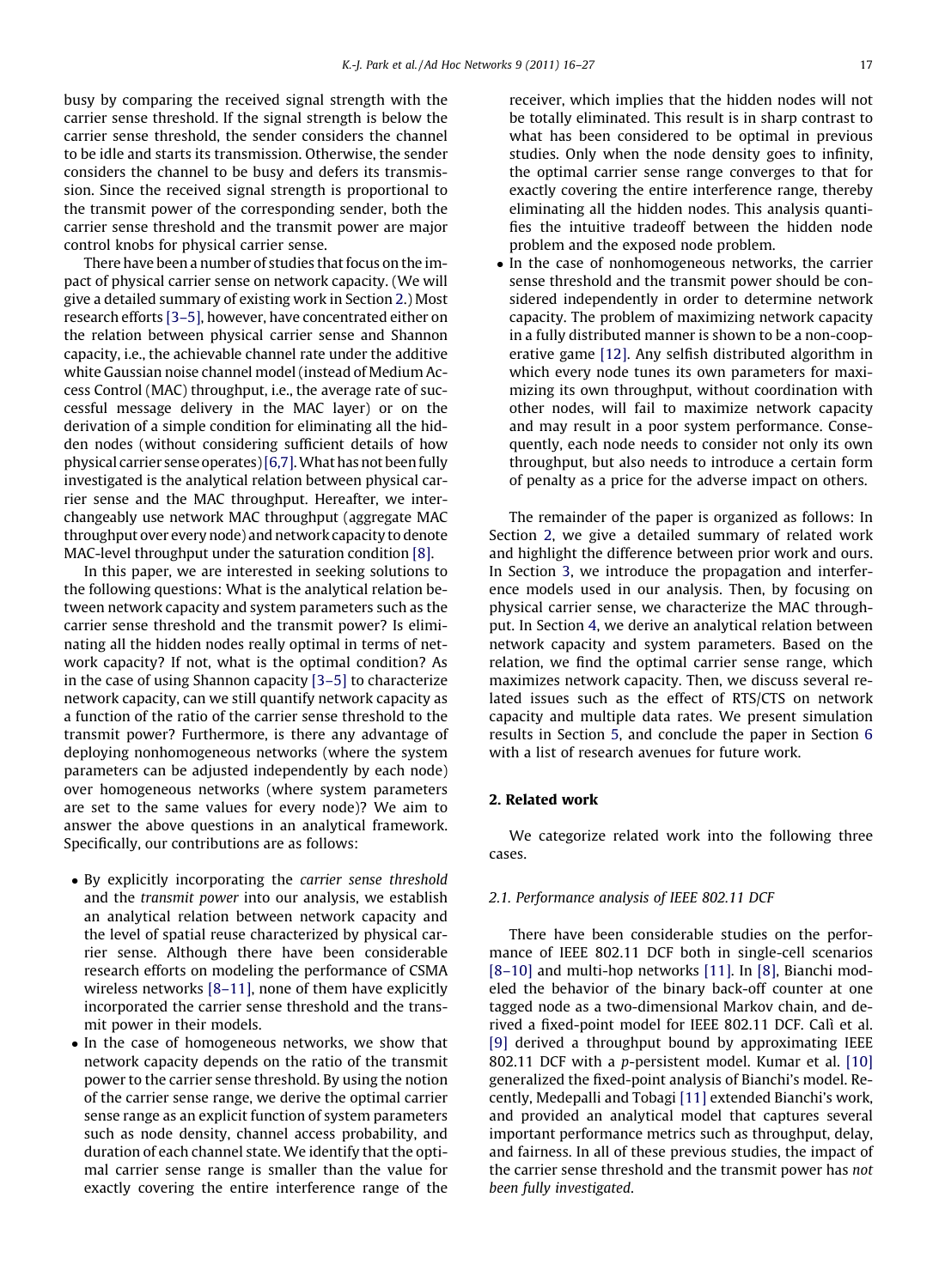busy by comparing the received signal strength with the carrier sense threshold. If the signal strength is below the carrier sense threshold, the sender considers the channel to be idle and starts its transmission. Otherwise, the sender considers the channel to be busy and defers its transmission. Since the received signal strength is proportional to the transmit power of the corresponding sender, both the carrier sense threshold and the transmit power are major control knobs for physical carrier sense.

There have been a number of studies that focus on the impact of physical carrier sense on network capacity. (We will give a detailed summary of existing work in Section 2.) Most research efforts [3–5], however, have concentrated either on the relation between physical carrier sense and Shannon capacity, i.e., the achievable channel rate under the additive white Gaussian noise channel model (instead of Medium Access Control (MAC) throughput, i.e., the average rate of successful message delivery in the MAC layer) or on the derivation of a simple condition for eliminating all the hidden nodes (without considering sufficient details of how physical carrier sense operates) [6,7]. What has not been fully investigated is the analytical relation between physical carrier sense and the MAC throughput. Hereafter, we interchangeably use network MAC throughput (aggregate MAC throughput over every node) and network capacity to denote MAC-level throughput under the saturation condition [8].

In this paper, we are interested in seeking solutions to the following questions: What is the analytical relation between network capacity and system parameters such as the carrier sense threshold and the transmit power? Is eliminating all the hidden nodes really optimal in terms of network capacity? If not, what is the optimal condition? As in the case of using Shannon capacity [3–5] to characterize network capacity, can we still quantify network capacity as a function of the ratio of the carrier sense threshold to the transmit power? Furthermore, is there any advantage of deploying nonhomogeneous networks (where the system parameters can be adjusted independently by each node) over homogeneous networks (where system parameters are set to the same values for every node)? We aim to answer the above questions in an analytical framework. Specifically, our contributions are as follows:

- By explicitly incorporating the *carrier sense threshold* and the *transmit power* into our analysis, we establish an analytical relation between network capacity and the level of spatial reuse characterized by physical carrier sense. Although there have been considerable research efforts on modeling the performance of CSMA wireless networks [8–11], none of them have explicitly incorporated the carrier sense threshold and the transmit power in their models.
- In the case of homogeneous networks, we show that network capacity depends on the ratio of the transmit power to the carrier sense threshold. By using the notion of the carrier sense range, we derive the optimal carrier sense range as an explicit function of system parameters such as node density, channel access probability, and duration of each channel state. We identify that the optimal carrier sense range is smaller than the value for exactly covering the entire interference range of the receiver, which implies that the hidden nodes will not be totally eliminated. This result is in sharp contrast to what has been considered to be optimal in previous studies. Only when the node density goes to infinity, the optimal carrier sense range converges to that for exactly covering the entire interference range, thereby eliminating all the hidden nodes. This analysis quantifies the intuitive tradeoff between the hidden node problem and the exposed node problem.
- In the case of nonhomogeneous networks, the carrier sense threshold and the transmit power should be considered independently in order to determine network capacity. The problem of maximizing network capacity in a fully distributed manner is shown to be a non-cooperative game [12]. Any selfish distributed algorithm in which every node tunes its own parameters for maximizing its own throughput, without coordination with other nodes, will fail to maximize network capacity and may result in a poor system performance. Consequently, each node needs to consider not only its own throughput, but also needs to introduce a certain form of penalty as a price for the adverse impact on others.

The remainder of the paper is organized as follows: In Section 2, we give a detailed summary of related work and highlight the difference between prior work and ours. In Section 3, we introduce the propagation and interference models used in our analysis. Then, by focusing on physical carrier sense, we characterize the MAC throughput. In Section 4, we derive an analytical relation between network capacity and system parameters. Based on the relation, we find the optimal carrier sense range, which maximizes network capacity. Then, we discuss several related issues such as the effect of RTS/CTS on network capacity and multiple data rates. We present simulation results in Section 5, and conclude the paper in Section 6 with a list of research avenues for future work.

## 2. Related work

We categorize related work into the following three cases.

### 2.1. Performance analysis of IEEE 802.11 DCF

There have been considerable studies on the performance of IEEE 802.11 DCF both in single-cell scenarios [8–10] and multi-hop networks [11]. In [8], Bianchi modeled the behavior of the binary back-off counter at one tagged node as a two-dimensional Markov chain, and derived a fixed-point model for IEEE 802.11 DCF. Calì et al. [9] derived a throughput bound by approximating IEEE 802.11 DCF with a *p*-persistent model. Kumar et al. [10] generalized the fixed-point analysis of Bianchi's model. Recently, Medepalli and Tobagi [11] extended Bianchi's work, and provided an analytical model that captures several important performance metrics such as throughput, delay, and fairness. In all of these previous studies, the impact of the carrier sense threshold and the transmit power has *not been fully investigated*.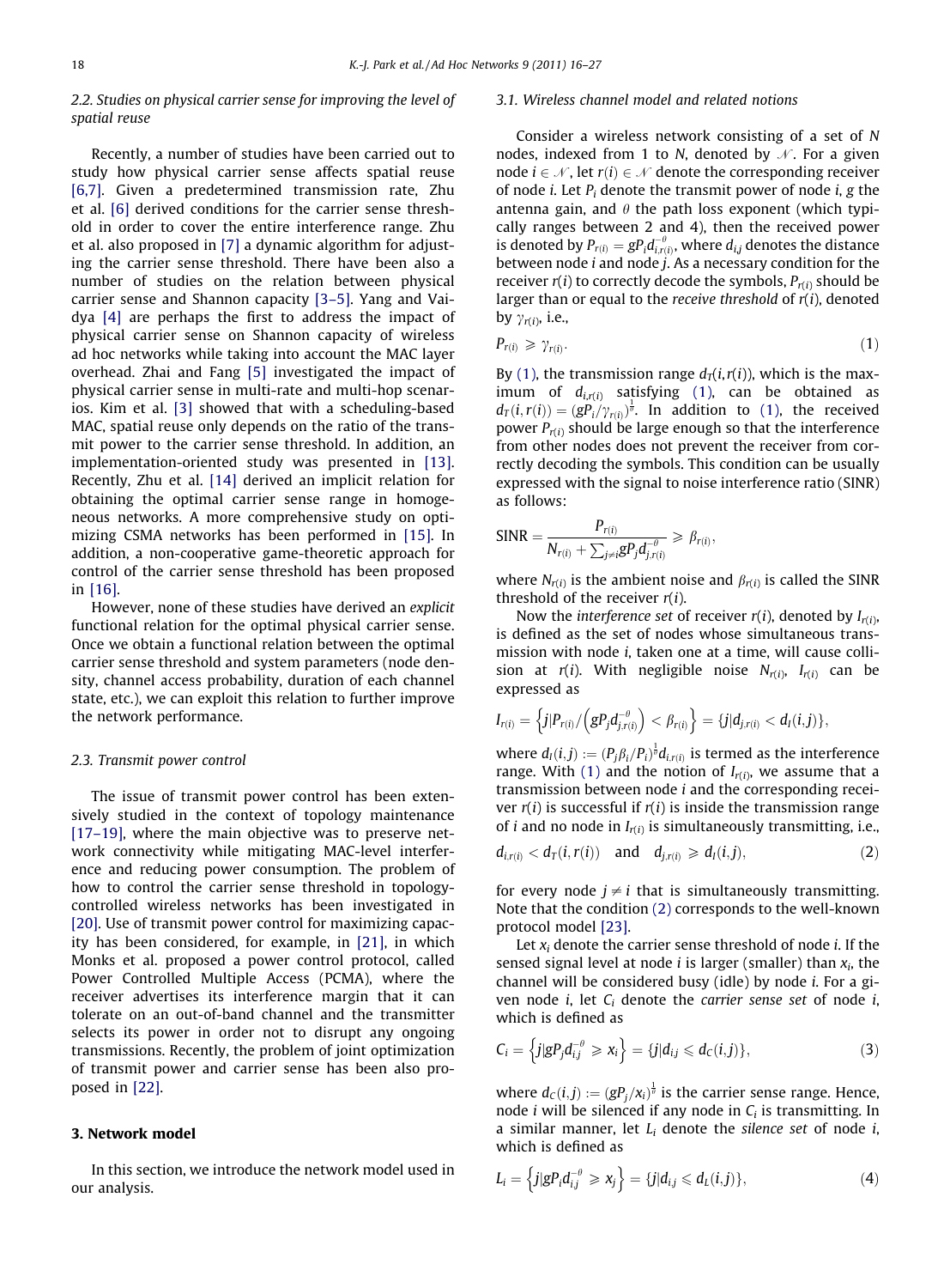### 2.2. Studies on physical carrier sense for improving the level of spatial reuse

Recently, a number of studies have been carried out to study how physical carrier sense affects spatial reuse [6,7]. Given a predetermined transmission rate, Zhu et al. [6] derived conditions for the carrier sense threshold in order to cover the entire interference range. Zhu et al. also proposed in [7] a dynamic algorithm for adjusting the carrier sense threshold. There have been also a number of studies on the relation between physical carrier sense and Shannon capacity [3–5]. Yang and Vaidya [4] are perhaps the first to address the impact of physical carrier sense on Shannon capacity of wireless ad hoc networks while taking into account the MAC layer overhead. Zhai and Fang [5] investigated the impact of physical carrier sense in multi-rate and multi-hop scenarios. Kim et al. [3] showed that with a scheduling-based MAC, spatial reuse only depends on the ratio of the transmit power to the carrier sense threshold. In addition, an implementation-oriented study was presented in [13]. Recently, Zhu et al. [14] derived an implicit relation for obtaining the optimal carrier sense range in homogeneous networks. A more comprehensive study on optimizing CSMA networks has been performed in [15]. In addition, a non-cooperative game-theoretic approach for control of the carrier sense threshold has been proposed in [16].

However, none of these studies have derived an *explicit* functional relation for the optimal physical carrier sense. Once we obtain a functional relation between the optimal carrier sense threshold and system parameters (node density, channel access probability, duration of each channel state, etc.), we can exploit this relation to further improve the network performance.

### 2.3. Transmit power control

The issue of transmit power control has been extensively studied in the context of topology maintenance [17–19], where the main objective was to preserve network connectivity while mitigating MAC-level interference and reducing power consumption. The problem of how to control the carrier sense threshold in topology-controlled wireless networks has been investigated in [20]. Use of transmit power control for maximizing capacity has been considered, for example, in [21], in which Monks et al. proposed a power control protocol, called Power Controlled Multiple Access (PCMA), where the receiver advertises its interference margin that it can tolerate on an out-of-band channel and the transmitter selects its power in order not to disrupt any ongoing transmissions. Recently, the problem of joint optimization of transmit power and carrier sense has been also proposed in [22].

## 3. Network model

In this section, we introduce the network model used in our analysis.

### 3.1. Wireless channel model and related notions

Consider a wireless network consisting of a set of $N$ nodes, indexed from 1 to $N$, denoted by $\mathcal{N}$. For a given node $i \in \mathcal{N}$, let $r(i) \in \mathcal{N}$ denote the corresponding receiver of node $i$. Let $P_i$ denote the transmit power of node $i$, $g$ the antenna gain, and $\theta$ the path loss exponent (which typically ranges between 2 and 4), then the received power is denoted by $P_{r(i)} = gP_i d_{i,r(i)}^{-\theta}$, where $d_{i,j}$ denotes the distance between node $i$ and node $j$. As a necessary condition for the receiver $r(i)$ to correctly decode the symbols, $P_{r(i)}$ should be larger than or equal to the *receive threshold* of $r(i)$, denoted by $\gamma_{r(i)}$, i.e.,

$$P_{r(i)} \geqslant \gamma_{r(i)}. \tag{1}$$

By (1), the transmission range $d_T(i, r(i))$, which is the maximum of $d_{i,r(i)}$ satisfying (1), can be obtained as $d_T(i, r(i)) = (gP_i/\gamma_{r(i)})^{\frac{1}{\theta}}$. In addition to (1), the received power $P_{r(i)}$ should be large enough so that the interference from other nodes does not prevent the receiver from correctly decoding the symbols. This condition can be usually expressed with the signal to noise interference ratio (SINR) as follows:

$$\mathrm{SINR} = \frac{P_{r(i)}}{N_{r(i)} + \sum_{j \neq i} gP_j d_{j,r(i)}^{-\theta}} \geqslant \beta_{r(i)},$$

where $N_{r(i)}$ is the ambient noise and $\beta_{r(i)}$ is called the SINR threshold of the receiver $r(i)$.

Now the *interference set* of receiver $r(i)$, denoted by $I_{r(i)}$, is defined as the set of nodes whose simultaneous transmission with node $i$, taken one at a time, will cause collision at $r(i)$. With negligible noise $N_{r(i)}$, $I_{r(i)}$ can be expressed as

$$I_{r(i)} = \left\{ j \middle| P_{r(i)} \Big/ \left( gP_j d_{j,r(i)}^{-\theta} \right) < \beta_{r(i)} \right\} = \{ j | d_{j,r(i)} < d_I(i,j) \},$$

where $d_I(i,j) := (P_j \beta_i / P_i)^{\frac{1}{\theta}} d_{i,r(i)}$ is termed as the interference range. With (1) and the notion of $I_{r(i)}$, we assume that a transmission between node $i$ and the corresponding receiver $r(i)$ is successful if $r(i)$ is inside the transmission range of $i$ and no node in $I_{r(i)}$ is simultaneously transmitting, i.e.,

$$d_{i,r(i)} < d_T(i, r(i)) \quad \text{and} \quad d_{j,r(i)} \geqslant d_I(i,j), \tag{2}$$

for every node $j \neq i$ that is simultaneously transmitting. Note that the condition (2) corresponds to the well-known protocol model [23].

Let $x_i$ denote the carrier sense threshold of node $i$. If the sensed signal level at node $i$ is larger (smaller) than $x_i$, the channel will be considered busy (idle) by node $i$. For a given node $i$, let $C_i$ denote the *carrier sense set* of node $i$, which is defined as

$$C_i = \left\{ j \middle| gP_j d_{ij}^{-\theta} \geqslant x_i \right\} = \{ j | d_{ij} \leqslant d_C(i,j) \}, \tag{3}$$

where $d_C(i,j) := (gP_j/x_i)^{\frac{1}{\theta}}$ is the carrier sense range. Hence, node $i$ will be silenced if any node in $C_i$ is transmitting. In a similar manner, let $L_i$ denote the *silence set* of node $i$, which is defined as

$$L_i = \left\{ j \middle| gP_i d_{ij}^{-\theta} \geqslant x_j \right\} = \{ j | d_{ij} \leqslant d_L(i,j) \}, \tag{4}$$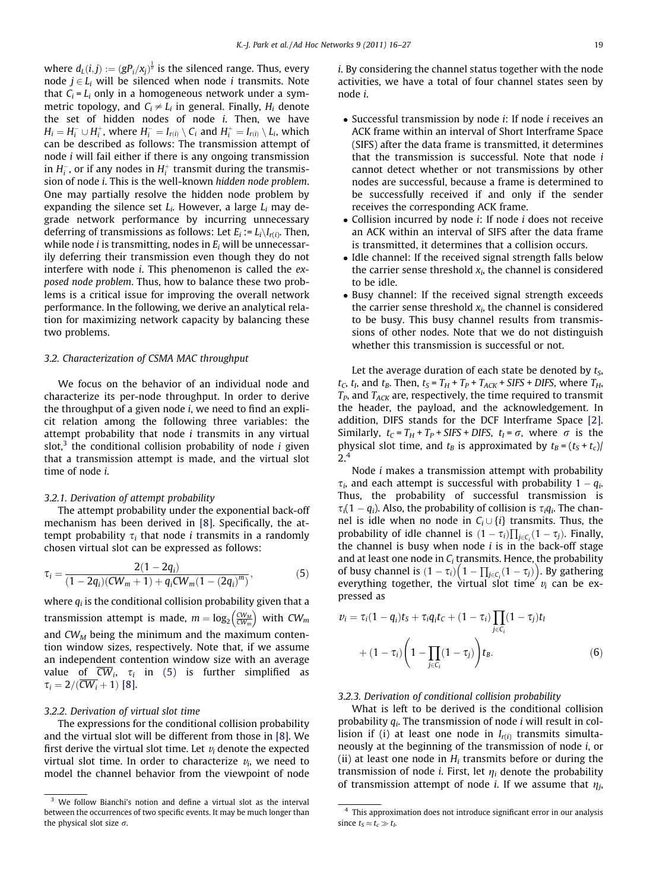where $d_L(i,j) := (gP_i/x_j)^{\frac{1}{\eta}}$ is the silenced range. Thus, every node $j \in L_i$ will be silenced when node $i$ transmits. Note that $C_i = L_i$ only in a homogeneous network under a symmetric topology, and $C_i \neq L_i$ in general. Finally, $H_i$ denote the set of hidden nodes of node $i$. Then, we have $H_i = H_i^- \cup H_i^+$, where $H_i^- = I_{r(i)} \setminus C_i$ and $H_i^+ = I_{r(i)} \setminus L_i$, which can be described as follows: The transmission attempt of node $i$ will fail either if there is any ongoing transmission in $H_i^-$, or if any nodes in $H_i^+$ transmit during the transmission of node $i$. This is the well-known *hidden node problem*. One may partially resolve the hidden node problem by expanding the silence set $L_i$. However, a large $L_i$ may degrade network performance by incurring unnecessary deferring of transmissions as follows: Let $E_i := L_i \setminus I_{r(i)}$. Then, while node $i$ is transmitting, nodes in $E_i$ will be unnecessarily deferring their transmission even though they do not interfere with node $i$. This phenomenon is called the *exposed node problem*. Thus, how to balance these two problems is a critical issue for improving the overall network performance. In the following, we derive an analytical relation for maximizing network capacity by balancing these two problems.

### 3.2. Characterization of CSMA MAC throughput

We focus on the behavior of an individual node and characterize its per-node throughput. In order to derive the throughput of a given node $i$, we need to find an explicit relation among the following three variables: the attempt probability that node $i$ transmits in any virtual slot,[3] the conditional collision probability of node $i$ given that a transmission attempt is made, and the virtual slot time of node $i$.

#### 3.2.1. Derivation of attempt probability

The attempt probability under the exponential back-off mechanism has been derived in [8]. Specifically, the attempt probability $\tau_i$ that node $i$ transmits in a randomly chosen virtual slot can be expressed as follows:

$$\tau_i = \frac{2(1-2q_i)}{(1-2q_i)(CW_m+1) + q_i CW_m(1-(2q_i)^m)}, \tag{5}$$

where $q_i$ is the conditional collision probability given that a transmission attempt is made, $m = \log_2\left(\frac{CW_M}{CW_m}\right)$ with $CW_m$ and $CW_M$ being the minimum and the maximum contention window sizes, respectively. Note that, if we assume an independent contention window size with an average value of $\overline{CW}_i$, $\tau_i$ in (5) is further simplified as $\tau_i = 2/(\overline{CW}_i + 1)$ [8].

#### 3.2.2. Derivation of virtual slot time

The expressions for the conditional collision probability and the virtual slot will be different from those in [8]. We first derive the virtual slot time. Let $\upsilon_i$ denote the expected virtual slot time. In order to characterize $\upsilon_i$, we need to model the channel behavior from the viewpoint of node $i$. By considering the channel status together with the node activities, we have a total of four channel states seen by node $i$.

- Successful transmission by node $i$: If node $i$ receives an ACK frame within an interval of Short Interframe Space (SIFS) after the data frame is transmitted, it determines that the transmission is successful. Note that node $i$ cannot detect whether or not transmissions by other nodes are successful, because a frame is determined to be successfully received if and only if the sender receives the corresponding ACK frame.
- Collision incurred by node $i$: If node $i$ does not receive an ACK within an interval of SIFS after the data frame is transmitted, it determines that a collision occurs.
- Idle channel: If the received signal strength falls below the carrier sense threshold $x_i$, the channel is considered to be idle.
- Busy channel: If the received signal strength exceeds the carrier sense threshold $x_i$, the channel is considered to be busy. This busy channel results from transmissions of other nodes. Note that we do not distinguish whether this transmission is successful or not.

Let the average duration of each state be denoted by $t_S$, $t_C$, $t_I$, and $t_B$. Then, $t_S = T_H + T_P + T_{ACK} + SIFS + DIFS$, where $T_H$, $T_P$, and $T_{ACK}$ are, respectively, the time required to transmit the header, the payload, and the acknowledgement. In addition, DIFS stands for the DCF Interframe Space [2]. Similarly, $t_C = T_H + T_P + SIFS + DIFS$, $t_I = \sigma$, where $\sigma$ is the physical slot time, and $t_B$ is approximated by $t_B = (t_S + t_c)/2$.[4]

Node $i$ makes a transmission attempt with probability $\tau_i$, and each attempt is successful with probability $1 - q_i$. Thus, the probability of successful transmission is $\tau_i(1 - q_i)$. Also, the probability of collision is $\tau_i q_i$. The channel is idle when no node in $C_i \cup \{i\}$ transmits. Thus, the probability of idle channel is $(1-\tau_i)\prod_{j\in C_i}(1-\tau_j)$. Finally, the channel is busy when node $i$ is in the back-off stage and at least one node in $C_i$ transmits. Hence, the probability of busy channel is $(1-\tau_i)\left(1-\prod_{j\in C_i}(1-\tau_j)\right)$. By gathering everything together, the virtual slot time $\upsilon_i$ can be expressed as

$$\upsilon_i = \tau_i(1-q_i)t_S + \tau_i q_i t_C + (1-\tau_i)\prod_{j\in C_i}(1-\tau_j)t_I + (1-\tau_i)\left(1-\prod_{j\in C_i}(1-\tau_j)\right)t_B. \tag{6}$$

#### 3.2.3. Derivation of conditional collision probability

What is left to be derived is the conditional collision probability $q_i$. The transmission of node $i$ will result in collision if (i) at least one node in $I_{r(i)}$ transmits simultaneously at the beginning of the transmission of node $i$, or (ii) at least one node in $H_i$ transmits before or during the transmission of node $i$. First, let $\eta_i$ denote the probability of transmission attempt of node $i$. If we assume that $\eta_j$,

---

[3] We follow Bianchi's notion and define a virtual slot as the interval between the occurrences of two specific events. It may be much longer than the physical slot size $\sigma$.

[4] This approximation does not introduce significant error in our analysis since $t_S \approx t_c \gg t_I$.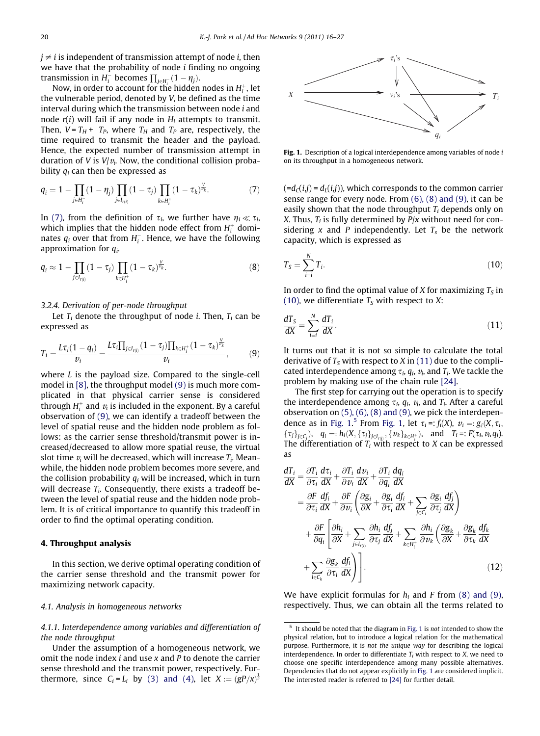$j \neq i$ is independent of transmission attempt of node $i$, then we have that the probability of node $i$ finding no ongoing transmission in $H_i^-$ becomes $\prod_{j \in H_i^-}(1-\eta_j)$.

Now, in order to account for the hidden nodes in $H_i^+$, let the vulnerable period, denoted by $V$, be defined as the time interval during which the transmission between node $i$ and node $r(i)$ will fail if any node in $H_i$ attempts to transmit. Then, $V = T_H + T_P$, where $T_H$ and $T_P$ are, respectively, the time required to transmit the header and the payload. Hence, the expected number of transmission attempt in duration of $V$ is $V/v_i$. Now, the conditional collision probability $q_i$ can then be expressed as

$$q_i = 1 - \prod_{j \in H_i^-}(1-\eta_j) \prod_{j \in I_{r(i)}}(1-\tau_j) \prod_{k \in H_i^+}(1-\tau_k)^{\frac{V}{v_k}}. \tag{7}$$

In (7), from the definition of $\tau_i$, we further have $\eta_i \ll \tau_i$, which implies that the hidden node effect from $H_i^+$ dominates $q_i$ over that from $H_i^-$. Hence, we have the following approximation for $q_i$.

$$q_i \approx 1 - \prod_{j \in I_{r(i)}}(1-\tau_j) \prod_{k \in H_i^+}(1-\tau_k)^{\frac{V}{v_k}}. \tag{8}$$

#### 3.2.4. Derivation of per-node throughput

Let $T_i$ denote the throughput of node $i$. Then, $T_i$ can be expressed as

$$T_i = \frac{L\tau_i(1-q_i)}{v_i} = \frac{L\tau_i \prod_{j \in I_{r(i)}}(1-\tau_j) \prod_{k \in H_i^+}(1-\tau_k)^{\frac{V}{v_k}}}{v_i}, \tag{9}$$

where $L$ is the payload size. Compared to the single-cell model in [8], the throughput model (9) is much more complicated in that physical carrier sense is considered through $H_i^+$ and $v_i$ is included in the exponent. By a careful observation of (9), we can identify a tradeoff between the level of spatial reuse and the hidden node problem as follows: as the carrier sense threshold/transmit power is increased/decreased to allow more spatial reuse, the virtual slot time $v_i$ will be decreased, which will increase $T_i$. Meanwhile, the hidden node problem becomes more severe, and the collision probability $q_i$ will be increased, which in turn will decrease $T_i$. Consequently, there exists a tradeoff between the level of spatial reuse and the hidden node problem. It is of critical importance to quantify this tradeoff in order to find the optimal operating condition.

## 4. Throughput analysis

In this section, we derive optimal operating condition of the carrier sense threshold and the transmit power for maximizing network capacity.

### 4.1. Analysis in homogeneous networks

#### 4.1.1. Interdependence among variables and differentiation of the node throughput

Under the assumption of a homogeneous network, we omit the node index $i$ and use $x$ and $P$ to denote the carrier sense threshold and the transmit power, respectively. Furthermore, since $C_i = L_i$ by (3) and (4), let $X := (gP/x)^{\frac{1}{\theta}}$ (=$d_C(i,j) = d_L(i,j)$), which corresponds to the common carrier sense range for every node. From (6), (8) and (9), it can be easily shown that the node throughput $T_i$ depends only on $X$. Thus, $T_i$ is fully determined by $P/x$ without need for considering $x$ and $P$ independently. Let $T_S$ be the network capacity, which is expressed as

$$T_S = \sum_{i=i}^{N} T_i. \tag{10}$$

In order to find the optimal value of $X$ for maximizing $T_S$ in (10), we differentiate $T_S$ with respect to $X$:

$$\frac{dT_S}{dX} = \sum_{i=i}^{N} \frac{dT_i}{dX}. \tag{11}$$

It turns out that it is not so simple to calculate the total derivative of $T_S$ with respect to $X$ in (11) due to the complicated interdependence among $\tau_i$, $q_i$, $v_i$, and $T_i$. We tackle the problem by making use of the chain rule [24].

The first step for carrying out the operation is to specify the interdependence among $\tau_i$, $q_i$, $v_i$, and $T_i$. After a careful observation on (5), (6), (8) and (9), we pick the interdependence as in Fig. 1.[5] From Fig. 1, let $\tau_i =: f_i(X)$, $v_i =: g_i(X, \tau_i, \{\tau_j\}_{j \in C_i})$, $q_i =: h_i(X, \{\tau_j\}_{j \in I_{r(i)}}, \{v_k\}_{k \in H_i^+})$, and $T_i =: F(\tau_i, v_i, q_i)$. The differentiation of $T_i$ with respect to $X$ can be expressed as

$$\begin{aligned}
\frac{dT_i}{dX} &= \frac{\partial T_i}{\partial \tau_i}\frac{d\tau_i}{dX} + \frac{\partial T_i}{\partial v_i}\frac{dv_i}{dX} + \frac{\partial T_i}{\partial q_i}\frac{dq_i}{dX} \\
&= \frac{\partial F}{\partial \tau_i}\frac{df_i}{dX} + \frac{\partial F}{\partial v_i}\left(\frac{\partial g_i}{\partial X} + \frac{\partial g_i}{\partial \tau_i}\frac{df_i}{dX} + \sum_{j \in C_i}\frac{\partial g_i}{\partial \tau_j}\frac{df_j}{dX}\right) \\
&\quad + \frac{\partial F}{\partial q_i}\left[\frac{\partial h_i}{\partial X} + \sum_{j \in I_{r(i)}}\frac{\partial h_i}{\partial \tau_j}\frac{df_j}{dX} + \sum_{k \in H_i^+}\frac{\partial h_i}{\partial v_k}\left(\frac{\partial g_k}{\partial X} + \frac{\partial g_k}{\partial \tau_k}\frac{df_k}{dX}\right.\right. \\
&\quad \left.\left. + \sum_{l \in C_k}\frac{\partial g_k}{\partial \tau_l}\frac{df_l}{dX}\right)\right].
\end{aligned} \tag{12}$$

We have explicit formulas for $h_i$ and $F$ from (8) and (9), respectively. Thus, we can obtain all the terms related to

Fig. 1. Description of a logical interdependence among variables of node $i$ on its throughput in a homogeneous network.

[5] It should be noted that the diagram in Fig. 1 is *not* intended to show the physical relation, but to introduce a logical relation for the mathematical purpose. Furthermore, it is *not the unique way* for describing the logical interdependence. In order to differentiate $T_i$ with respect to $X$, we need to choose one specific interdependence among many possible alternatives. Dependencies that do not appear explicitly in Fig. 1 are considered implicit. The interested reader is referred to [24] for further detail.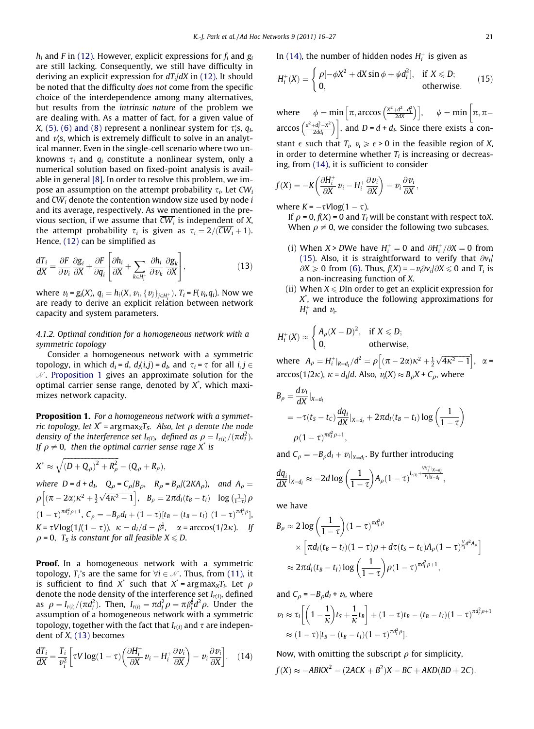$h_i$ and $F$ in (12). However, explicit expressions for $f_i$ and $g_i$ are still lacking. Consequently, we still have difficulty in deriving an explicit expression for $dT_i/dX$ in (12). It should be noted that the difficulty *does not* come from the specific choice of the interdependence among many alternatives, but results from the *intrinsic nature* of the problem we are dealing with. As a matter of fact, for a given value of $X$, (5), (6) and (8) represent a nonlinear system for $\tau_i$'s, $q_i$, and $\nu_i$'s, which is extremely difficult to solve in an analytical manner. Even in the single-cell scenario where two unknowns $\tau_i$ and $q_i$ constitute a nonlinear system, only a numerical solution based on fixed-point analysis is available in general [8]. In order to resolve this problem, we impose an assumption on the attempt probability $\tau_i$. Let $CW_i$ and $\overline{CW_i}$ denote the contention window size used by node $i$ and its average, respectively. As we mentioned in the previous section, if we assume that $\overline{CW_i}$ is independent of $X$, the attempt probability $\tau_i$ is given as $\tau_i = 2/(\overline{CW_i}+1)$. Hence, (12) can be simplified as

$$\frac{dT_i}{dX} = \frac{\partial F}{\partial \nu_i}\frac{\partial g_i}{\partial X} + \frac{\partial F}{\partial q_i}\left[\frac{\partial h_i}{\partial X} + \sum_{k\in H_i^+}\frac{\partial h_i}{\partial \nu_k}\frac{\partial g_k}{\partial X}\right], \tag{13}$$

where $\nu_i = g_i(X)$, $q_i = h_i(X, \nu_i, \{\nu_j\}_{j\in H_i^+})$, $T_i = F(\nu_i, q_i)$. Now we are ready to derive an explicit relation between network capacity and system parameters.

#### 4.1.2. Optimal condition for a homogeneous network with a symmetric topology

Consider a homogeneous network with a symmetric topology, in which $d_i = d$, $d_I(i,j) = d_I$, and $\tau_i = \tau$ for all $i,j \in \mathcal{N}$. Proposition 1 gives an approximate solution for the optimal carrier sense range, denoted by $X^*$, which maximizes network capacity.

**Proposition 1.** *For a homogeneous network with a symmetric topology, let $X^* = \arg\max_X T_S$. Also, let $\rho$ denote the node density of the interference set $I_{r(i)}$, defined as $\rho = I_{r(i)}/(\pi d_I^2)$. If $\rho \neq 0$, then the optimal carrier sense rage $X^*$ is*

$$X^* \approx \sqrt{(D+Q_\rho)^2 + R_\rho^2} - (Q_\rho + R_\rho),$$

*where $D = d + d_I$, $Q_\rho = C_\rho/B_\rho$, $R_\rho = B_\rho/(2KA_\rho)$, and $A_\rho = \rho\left[(\pi-2\alpha)\kappa^2 + \frac{1}{2}\sqrt{4\kappa^2-1}\right]$, $B_\rho = 2\pi d_I(t_B - t_I)\ \log\left(\frac{1}{1-\tau}\right)\rho\ (1-\tau)^{\pi d_I^2\rho+1}$, $C_\rho = -B_\rho d_I + (1-\tau)[t_B - (t_B - t_I)\ (1-\tau)^{\pi d_I^2 \rho}]$, $K = \tau V \log(1/(1-\tau))$, $\kappa = d_I/d = \beta^{\frac{1}{\eta}}$, $\alpha = \arccos(1/2\kappa)$. If $\rho = 0$, $T_S$ is constant for all feasible $X \leqslant D$.*

**Proof.** In a homogeneous network with a symmetric topology, $T_i$'s are the same for $\forall i \in \mathcal{N}$. Thus, from (11), it is sufficient to find $X^*$ such that $X^* = \arg\max_X T_i$. Let $\rho$ denote the node density of the interference set $I_{r(i)}$, defined as $\rho = I_{r(i)}/(\pi d_I^2)$. Then, $I_{r(i)} = \pi d_I^2 \rho = \pi \beta_i^{\frac{2}{\eta}} d^2 \rho$. Under the assumption of a homogeneous network with a symmetric topology, together with the fact that $I_{r(i)}$ and $\tau$ are independent of $X$, (13) becomes

$$\frac{dT_i}{dX} = \frac{T_i}{\nu_i^2}\left[\tau V\log(1-\tau)\left(\frac{\partial H_i^+}{\partial X}\nu_i - H_i^+\frac{\partial \nu_i}{\partial X}\right) - \nu_i\frac{\partial \nu_i}{\partial X}\right]. \tag{14}$$

In (14), the number of hidden nodes $H_i^+$ is given as

$$H_i^+(X) = \begin{cases} \rho[-\phi X^2 + dX\sin\phi + \psi d_I^2], & \text{if } X \leqslant D; \\ 0, & \text{otherwise}. \end{cases} \tag{15}$$

where $\phi = \min\left[\pi, \arccos\left(\frac{X^2+d^2-d_I^2}{2dX}\right)\right]$, $\psi = \min\left[\pi, \pi - \arccos\left(\frac{d^2+d_I^2-X^2}{2dd_I}\right)\right]$, and $D = d + d_I$. Since there exists a constant $\epsilon$ such that $T_i$, $\nu_i \geqslant \epsilon > 0$ in the feasible region of $X$, in order to determine whether $T_i$ is increasing or decreasing, from (14), it is sufficient to consider

$$f(X) = -K\left(\frac{\partial H_i^+}{\partial X}\nu_i - H_i^+\frac{\partial \nu_i}{\partial X}\right) - \nu_i\frac{\partial \nu_i}{\partial X},$$

where $K = -\tau V \log(1-\tau)$.

If $\rho = 0$, $f(X) = 0$ and $T_i$ will be constant with respect to$X$. When $\rho \neq 0$, we consider the following two subcases.

(i) When $X > D$We have $H_i^+ = 0$ and $\partial H_i^+/\partial X = 0$ from (15). Also, it is straightforward to verify that $\partial \nu_i/\partial X \geqslant 0$ from (6). Thus, $f(X) = -\nu_i\partial\nu_i/\partial X \leqslant 0$ and $T_i$ is a non-increasing function of $X$.

(ii) When $X \leqslant D$In order to get an explicit expression for $X^*$, we introduce the following approximations for $H_i^+$ and $\nu_i$.

$$H_i^+(X) \approx \begin{cases} A_\rho(X-D)^2, & \text{if } X \leqslant D; \\ 0, & \text{otherwise}, \end{cases}$$

where $A_\rho = H_i^+|_{R=d_I}/d^2 = \rho\left[(\pi-2\alpha)\kappa^2 + \frac{1}{2}\sqrt{4\kappa^2-1}\right]$, $\alpha = \arccos(1/2\kappa)$, $\kappa = d_I/d$. Also, $\nu_i(X) \approx B_\rho X + C_\rho$, where

$$\begin{aligned} B_\rho &= \frac{d\nu_i}{dX}\Big|_{X=d_I} \\ &= -\tau(t_S - t_C)\frac{dq_i}{dX}\Big|_{X=d_I} + 2\pi d_I(t_B - t_I)\log\left(\frac{1}{1-\tau}\right) \\ &\quad \rho(1-\tau)^{\pi d_I^2\rho+1}, \end{aligned}$$

and $C_\rho = -B_\rho d_I + \nu_i|_{X=d_I}$. By further introducing

$$\frac{dq_i}{dX}\Big|_{X=d_I} \approx -2d\log\left(\frac{1}{1-\tau}\right)A_\rho(1-\tau)^{I_{r(i)} + \frac{VH_i^+|_{X=d_I}}{\nu_i|_{X=d_I}}},$$

we have

$$\begin{aligned} B_\rho &\approx 2\log\left(\frac{1}{1-\tau}\right)(1-\tau)^{\pi d_I^2\rho} \\ &\quad \times \left[\pi d_I(t_B - t_I)(1-\tau)\rho + d\tau(t_S - t_C)A_\rho(1-\tau)^{\frac{V}{\nu_I}d^2A_\rho}\right] \\ &\approx 2\pi d_I(t_B - t_I)\log\left(\frac{1}{1-\tau}\right)\rho(1-\tau)^{\pi d_I^2\rho+1}, \end{aligned}$$

and $C_\rho = -B_\rho d_I + \nu_I$, where

$$\begin{aligned} \nu_I &\approx \tau_i\left[\left(1-\frac{1}{\kappa}\right)t_S + \frac{1}{\kappa}t_B\right] + (1-\tau)t_B - (t_B - t_I)(1-\tau)^{\pi d_I^2\rho+1} \\ &\approx (1-\tau)[t_B - (t_B - t_I)(1-\tau)^{\pi d_I^2\rho}]. \end{aligned}$$

Now, with omitting the subscript $\rho$ for simplicity,

$$f(X) \approx -ABKX^2 - (2ACK + B^2)X - BC + AKD(BD + 2C).$$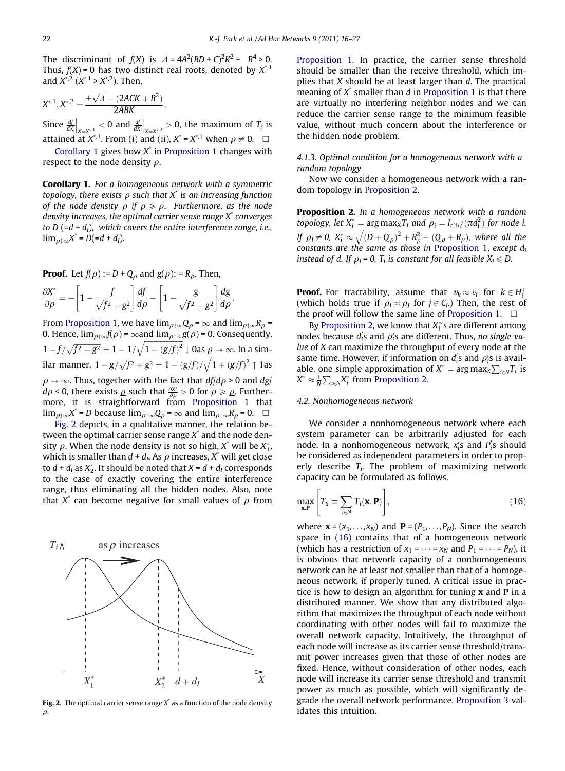The discriminant of $f(X)$ is $\Delta = 4A^2(BD + C)^2K^2 + B^4 > 0$. Thus, $f(X) = 0$ has two distinct real roots, denoted by $X^{*,1}$ and $X^{*,2}$ ($X^{*,1} > X^{*,2}$). Then,

$$X^{*,1}, X^{*,2} = \frac{\pm\sqrt{\Delta} - (2ACK + B^2)}{2ABK}.$$

Since $\frac{df}{dX_i}\Big|_{X=X^{*,1}} < 0$ and $\frac{df}{dX_i}\Big|_{X=X^{*,2}} > 0$, the maximum of $T_i$ is attained at $X^{*,1}$. From (i) and (ii), $X^* = X^{*,1}$ when $\rho \neq 0$. □

Corollary 1 gives how $X^*$ in Proposition 1 changes with respect to the node density $\rho$.

**Corollary 1.** *For a homogeneous network with a symmetric topology, there exists $\underline{\rho}$ such that $X^*$ is an increasing function of the node density $\rho$ if $\rho \geqslant \underline{\rho}$. Furthermore, as the node density increases, the optimal carrier sense range $X^*$ converges to $D$ ($=d + d_I$), which covers the entire interference range, i.e., $\lim_{\rho\uparrow\infty} X^* = D(=d + d_I)$.*

**Proof.** Let $f(\rho) := D + Q_\rho$ and $g(\rho) := R_\rho$. Then,

$$\frac{\partial X^*}{\partial \rho} = -\left[1 - \frac{f}{\sqrt{f^2 + g^2}}\right]\frac{df}{d\rho} - \left[1 - \frac{g}{\sqrt{f^2 + g^2}}\right]\frac{dg}{d\rho}.$$

From Proposition 1, we have $\lim_{\rho\uparrow\infty} Q_\rho = \infty$ and $\lim_{\rho\uparrow\infty} R_\rho = 0$. Hence, $\lim_{\rho\uparrow\infty} f(\rho) = \infty$ and $\lim_{\rho\uparrow\infty} g(\rho) = 0$. Consequently, $1 - f/\sqrt{f^2 + g^2} = 1 - 1/\sqrt{1 + (g/f)^2} \downarrow 0$ as $\rho \to \infty$. In a similar manner, $1 - g/\sqrt{f^2 + g^2} = 1 - (g/f)/\sqrt{1 + (g/f)^2} \uparrow 1$ as $\rho \to \infty$. Thus, together with the fact that $df/d\rho > 0$ and $dg/d\rho < 0$, there exists $\underline{\rho}$ such that $\frac{\partial X^*}{\partial \rho} > 0$ for $\rho \geqslant \underline{\rho}$. Furthermore, it is straightforward from Proposition 1 that $\lim_{\rho\uparrow\infty} X^* = D$ because $\lim_{\rho\uparrow\infty} Q_\rho = \infty$ and $\lim_{\rho\uparrow\infty} R_\rho = 0$. □

Fig. 2 depicts, in a qualitative manner, the relation between the optimal carrier sense range $X^*$ and the node density $\rho$. When the node density is not so high, $X^*$ will be $X_1^*$, which is smaller than $d + d_I$. As $\rho$ increases, $X^*$ will get close to $d + d_I$ as $X_2^*$. It should be noted that $X = d + d_I$ corresponds to the case of exactly covering the entire interference range, thus eliminating all the hidden nodes. Also, note that $X^*$ can become negative for small values of $\rho$ from Proposition 1. In practice, the carrier sense threshold should be smaller than the receive threshold, which implies that $X$ should be at least larger than $d$. The practical meaning of $X^*$ smaller than $d$ in Proposition 1 is that there are virtually no interfering neighbor nodes and we can reduce the carrier sense range to the minimum feasible value, without much concern about the interference or the hidden node problem.

Fig. 2. The optimal carrier sense range $X^*$ as a function of the node density $\rho$.

#### 4.1.3. Optimal condition for a homogeneous network with a random topology

Now we consider a homogeneous network with a random topology in Proposition 2.

**Proposition 2.** *In a homogeneous network with a random topology, let $X_i^* = \arg\max_X T_i$ and $\rho_i = I_{r(i)}/(\pi d_I^2)$ for node i. If $\rho_i \neq 0$, $X_i^* \approx \sqrt{(D + Q_\rho)^2 + R_\rho^2} - (Q_\rho + R_\rho)$, where all the constants are the same as those in Proposition 1, except $d_i$ instead of d. If $\rho_i = 0$, $T_i$ is constant for all feasible $X_i \leqslant D$.*

**Proof.** For tractability, assume that $v_k \approx v_i$ for $k \in H_i^+$ (which holds true if $\rho_i \approx \rho_j$ for $j \in C_i$.) Then, the rest of the proof will follow the same line of Proposition 1. □

By Proposition 2, we know that $X_i^*$'s are different among nodes because $d_i'$s and $\rho_i'$s are different. Thus, *no single value of X can maximize the throughput of every node at the same time*. However, if information on $d_i'$s and $\rho_i'$s is available, one simple approximation of $X^* = \arg\max_X \sum_{i\in N} T_i$ is $X^* \approx \frac{1}{N}\sum_{i\in N} X_i^*$ from Proposition 2.

### 4.2. Nonhomogeneous network

We consider a nonhomogeneous network where each system parameter can be arbitrarily adjusted for each node. In a nonhomogeneous network, $x_i'$s and $P_i'$s should be considered as independent parameters in order to properly describe $T_i$. The problem of maximizing network capacity can be formulated as follows.

$$\max_{\mathbf{x},\mathbf{P}} \left[T_S \equiv \sum_{i\in N} T_i(\mathbf{x}, \mathbf{P})\right], \tag{16}$$

where $\mathbf{x} = (x_1, \ldots, x_N)$ and $\mathbf{P} = (P_1, \ldots, P_N)$. Since the search space in (16) contains that of a homogeneous network (which has a restriction of $x_1 = \cdots = x_N$ and $P_1 = \cdots = P_N$), it is obvious that network capacity of a nonhomogeneous network can be at least not smaller than that of a homogeneous network, if properly tuned. A critical issue in practice is how to design an algorithm for tuning $\mathbf{x}$ and $\mathbf{P}$ in a distributed manner. We show that any distributed algorithm that maximizes the throughput of each node without coordinating with other nodes will fail to maximize the overall network capacity. Intuitively, the throughput of each node will increase as its carrier sense threshold/transmit power increases given that those of other nodes are fixed. Hence, without consideration of other nodes, each node will increase its carrier sense threshold and transmit power as much as possible, which will significantly degrade the overall network performance. Proposition 3 validates this intuition.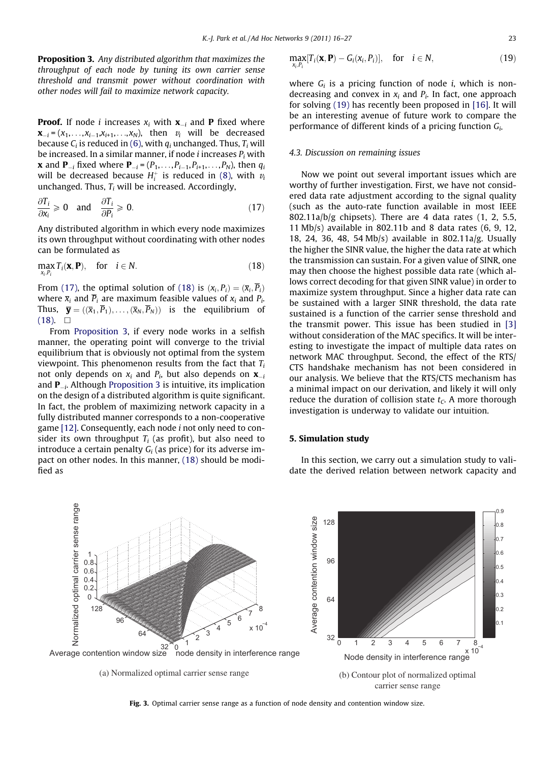**Proposition 3.** *Any distributed algorithm that maximizes the throughput of each node by tuning its own carrier sense threshold and transmit power without coordination with other nodes will fail to maximize network capacity.*

**Proof.** If node $i$ increases $x_i$ with $\mathbf{x}_{-i}$ and $\mathbf{P}$ fixed where $\mathbf{x}_{-i} = (x_1, \ldots, x_{i-1}, x_{i+1}, \ldots, x_N)$, then $v_i$ will be decreased because $C_i$ is reduced in (6), with $q_i$ unchanged. Thus, $T_i$ will be increased. In a similar manner, if node $i$ increases $P_i$ with $\mathbf{x}$ and $\mathbf{P}_{-i}$ fixed where $\mathbf{P}_{-i} = (P_1, \ldots, P_{i-1}, P_{i+1}, \ldots, P_N)$, then $q_i$ will be decreased because $H_i^+$ is reduced in (8), with $v_i$ unchanged. Thus, $T_i$ will be increased. Accordingly,

$$\frac{\partial T_i}{\partial x_i} \geqslant 0 \quad \text{and} \quad \frac{\partial T_i}{\partial P_i} \geqslant 0. \tag{17}$$

Any distributed algorithm in which every node maximizes its own throughput without coordinating with other nodes can be formulated as

$$\max_{x_i, P_i} T_i(\mathbf{x}, \mathbf{P}), \quad \text{for} \quad i \in N. \tag{18}$$

From (17), the optimal solution of (18) is $(x_i, P_i) = (\overline{x}_i, \overline{P}_i)$ where $\overline{x}_i$ and $\overline{P}_i$ are maximum feasible values of $x_i$ and $P_i$. Thus, $\overline{\mathbf{y}} = ((\overline{x}_1, \overline{P}_1), \ldots, (\overline{x}_N, \overline{P}_N))$ is the equilibrium of (18). $\square$

From Proposition 3, if every node works in a selfish manner, the operating point will converge to the trivial equilibrium that is obviously not optimal from the system viewpoint. This phenomenon results from the fact that $T_i$ not only depends on $x_i$ and $P_i$, but also depends on $\mathbf{x}_{-i}$ and $\mathbf{P}_{-i}$. Although Proposition 3 is intuitive, its implication on the design of a distributed algorithm is quite significant. In fact, the problem of maximizing network capacity in a fully distributed manner corresponds to a non-cooperative game [12]. Consequently, each node $i$ not only need to consider its own throughput $T_i$ (as profit), but also need to introduce a certain penalty $G_i$ (as price) for its adverse impact on other nodes. In this manner, (18) should be modified as

$$\max_{x_i, P_i} [T_i(\mathbf{x}, \mathbf{P}) - G_i(x_i, P_i)], \quad \text{for} \quad i \in N, \tag{19}$$

where $G_i$ is a pricing function of node $i$, which is non-decreasing and convex in $x_i$ and $P_i$. In fact, one approach for solving (19) has recently been proposed in [16]. It will be an interesting avenue of future work to compare the performance of different kinds of a pricing function $G_i$.

### 4.3. Discussion on remaining issues

Now we point out several important issues which are worthy of further investigation. First, we have not considered data rate adjustment according to the signal quality (such as the auto-rate function available in most IEEE 802.11a/b/g chipsets). There are 4 data rates (1, 2, 5.5, 11 Mb/s) available in 802.11b and 8 data rates (6, 9, 12, 18, 24, 36, 48, 54 Mb/s) available in 802.11a/g. Usually the higher the SINR value, the higher the data rate at which the transmission can sustain. For a given value of SINR, one may then choose the highest possible data rate (which allows correct decoding for that given SINR value) in order to maximize system throughput. Since a higher data rate can be sustained with a larger SINR threshold, the data rate sustained is a function of the carrier sense threshold and the transmit power. This issue has been studied in [3] without consideration of the MAC specifics. It will be interesting to investigate the impact of multiple data rates on network MAC throughput. Second, the effect of the RTS/CTS handshake mechanism has not been considered in our analysis. We believe that the RTS/CTS mechanism has a minimal impact on our derivation, and likely it will only reduce the duration of collision state $t_C$. A more thorough investigation is underway to validate our intuition.

## 5. Simulation study

In this section, we carry out a simulation study to validate the derived relation between network capacity and

(a) Normalized optimal carrier sense range

(b) Contour plot of normalized optimal carrier sense range

**Fig. 3.** Optimal carrier sense range as a function of node density and contention window size.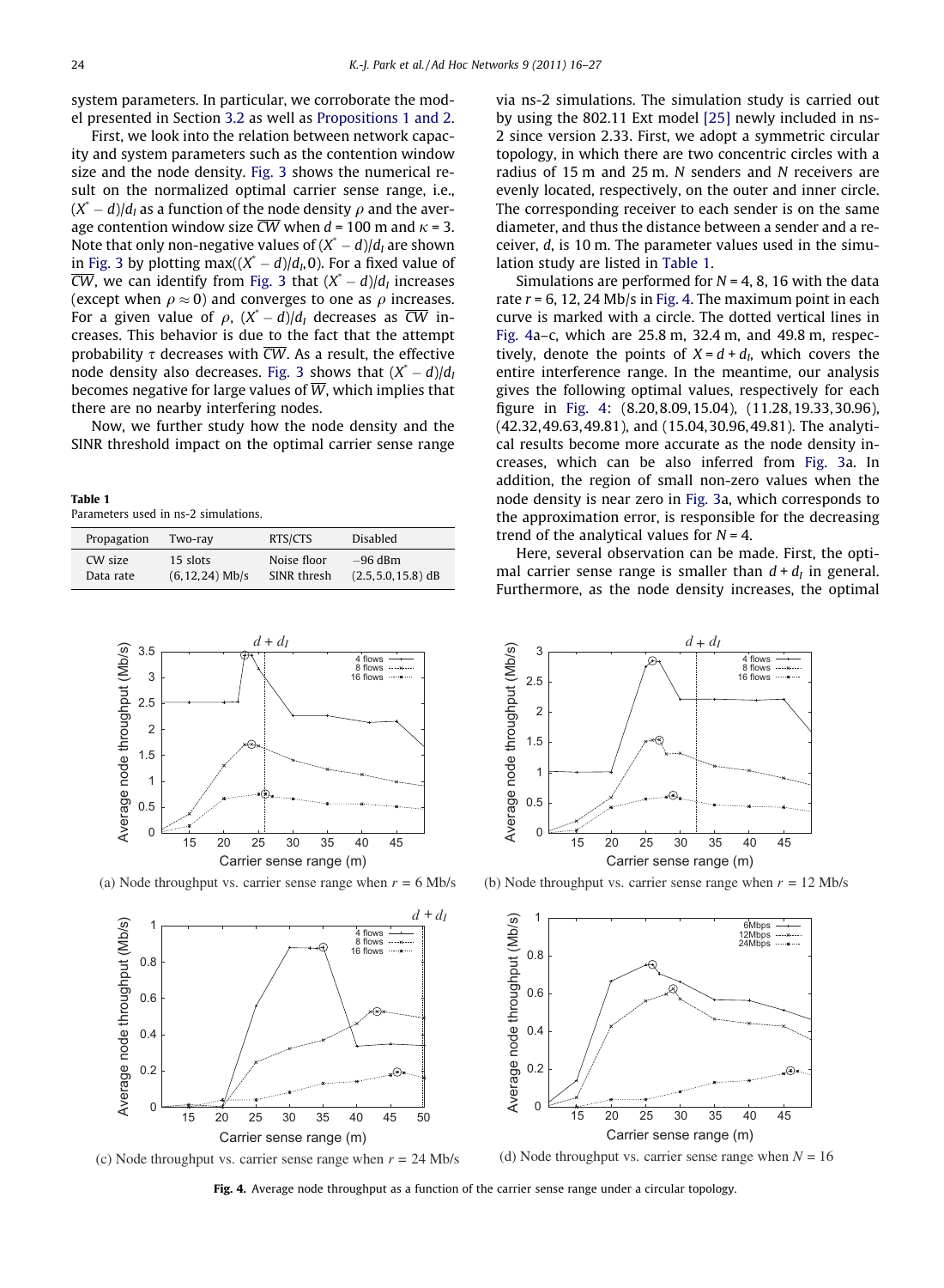system parameters. In particular, we corroborate the model presented in Section 3.2 as well as Propositions 1 and 2.

First, we look into the relation between network capacity and system parameters such as the contention window size and the node density. Fig. 3 shows the numerical result on the normalized optimal carrier sense range, i.e., $(X^* - d)/d_I$ as a function of the node density $\rho$ and the average contention window size $\overline{CW}$ when $d = 100$ m and $\kappa = 3$. Note that only non-negative values of $(X^* - d)/d_I$ are shown in Fig. 3 by plotting $\max((X^* - d)/d_I, 0)$. For a fixed value of $\overline{CW}$, we can identify from Fig. 3 that $(X^* - d)/d_I$ increases (except when $\rho \approx 0$) and converges to one as $\rho$ increases. For a given value of $\rho$, $(X^* - d)/d_I$ decreases as $\overline{CW}$ increases. This behavior is due to the fact that the attempt probability $\tau$ decreases with $\overline{CW}$. As a result, the effective node density also decreases. Fig. 3 shows that $(X^* - d)/d_I$ becomes negative for large values of $\overline{W}$, which implies that there are no nearby interfering nodes.

Now, we further study how the node density and the SINR threshold impact on the optimal carrier sense range via ns-2 simulations. The simulation study is carried out by using the 802.11 Ext model [25] newly included in ns-2 since version 2.33. First, we adopt a symmetric circular topology, in which there are two concentric circles with a radius of 15 m and 25 m. $N$ senders and $N$ receivers are evenly located, respectively, on the outer and inner circle. The corresponding receiver to each sender is on the same diameter, and thus the distance between a sender and a receiver, $d$, is 10 m. The parameter values used in the simulation study are listed in Table 1.

**Table 1**
Parameters used in ns-2 simulations.

| Propagation | Two-ray | RTS/CTS | Disabled |
|---|---|---|---|
| CW size | 15 slots | Noise floor | −96 dBm |
| Data rate | (6,12,24) Mb/s | SINR thresh | (2.5,5.0,15.8) dB |

Simulations are performed for $N = 4, 8, 16$ with the data rate $r = 6, 12, 24$ Mb/s in Fig. 4. The maximum point in each curve is marked with a circle. The dotted vertical lines in Fig. 4a–c, which are 25.8 m, 32.4 m, and 49.8 m, respectively, denote the points of $X = d + d_I$, which covers the entire interference range. In the meantime, our analysis gives the following optimal values, respectively for each figure in Fig. 4: (8.20, 8.09, 15.04), (11.28, 19.33, 30.96), (42.32, 49.63, 49.81), and (15.04, 30.96, 49.81). The analytical results become more accurate as the node density increases, which can be also inferred from Fig. 3a. In addition, the region of small non-zero values when the node density is near zero in Fig. 3a, which corresponds to the approximation error, is responsible for the decreasing trend of the analytical values for $N = 4$.

Here, several observation can be made. First, the optimal carrier sense range is smaller than $d + d_I$ in general. Furthermore, as the node density increases, the optimal

(a) Node throughput vs. carrier sense range when $r = 6$ Mb/s

(b) Node throughput vs. carrier sense range when $r = 12$ Mb/s

(c) Node throughput vs. carrier sense range when $r = 24$ Mb/s

(d) Node throughput vs. carrier sense range when $N = 16$

**Fig. 4.** Average node throughput as a function of the carrier sense range under a circular topology.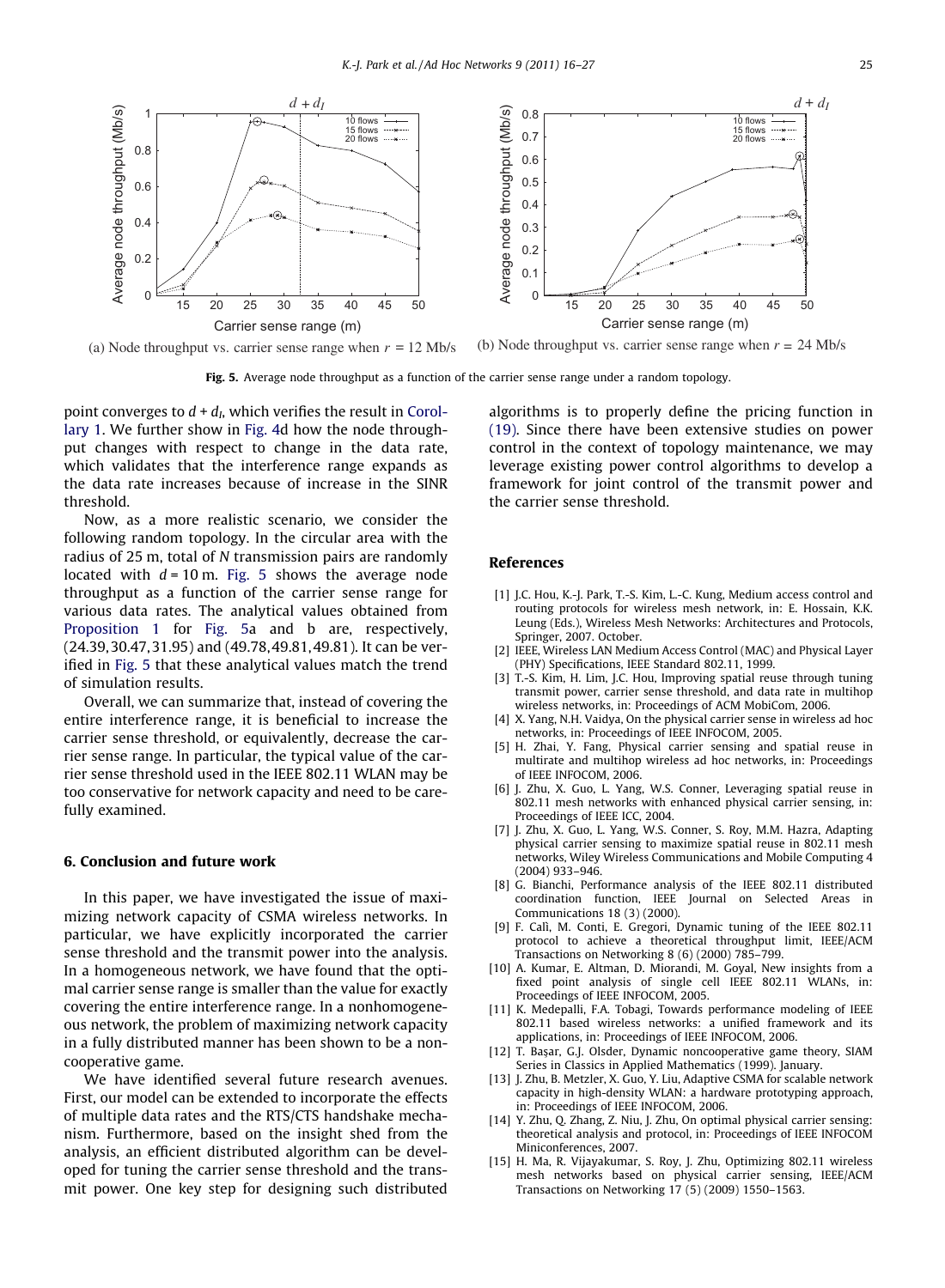(a) Node throughput vs. carrier sense range when $r$ = 12 Mb/s

(b) Node throughput vs. carrier sense range when $r$ = 24 Mb/s

**Fig. 5.** Average node throughput as a function of the carrier sense range under a random topology.

point converges to $d + d_I$, which verifies the result in Corollary 1. We further show in Fig. 4d how the node throughput changes with respect to change in the data rate, which validates that the interference range expands as the data rate increases because of increase in the SINR threshold.

Now, as a more realistic scenario, we consider the following random topology. In the circular area with the radius of 25 m, total of $N$ transmission pairs are randomly located with $d = 10$ m. Fig. 5 shows the average node throughput as a function of the carrier sense range for various data rates. The analytical values obtained from Proposition 1 for Fig. 5a and b are, respectively, $(24.39, 30.47, 31.95)$ and $(49.78, 49.81, 49.81)$. It can be verified in Fig. 5 that these analytical values match the trend of simulation results.

Overall, we can summarize that, instead of covering the entire interference range, it is beneficial to increase the carrier sense threshold, or equivalently, decrease the carrier sense range. In particular, the typical value of the carrier sense threshold used in the IEEE 802.11 WLAN may be too conservative for network capacity and need to be carefully examined.

## 6. Conclusion and future work

In this paper, we have investigated the issue of maximizing network capacity of CSMA wireless networks. In particular, we have explicitly incorporated the carrier sense threshold and the transmit power into the analysis. In a homogeneous network, we have found that the optimal carrier sense range is smaller than the value for exactly covering the entire interference range. In a nonhomogeneous network, the problem of maximizing network capacity in a fully distributed manner has been shown to be a noncooperative game.

We have identified several future research avenues. First, our model can be extended to incorporate the effects of multiple data rates and the RTS/CTS handshake mechanism. Furthermore, based on the insight shed from the analysis, an efficient distributed algorithm can be developed for tuning the carrier sense threshold and the transmit power. One key step for designing such distributed algorithms is to properly define the pricing function in (19). Since there have been extensive studies on power control in the context of topology maintenance, we may leverage existing power control algorithms to develop a framework for joint control of the transmit power and the carrier sense threshold.

## References

[1] J.C. Hou, K.-J. Park, T.-S. Kim, L.-C. Kung, Medium access control and routing protocols for wireless mesh network, in: E. Hossain, K.K. Leung (Eds.), Wireless Mesh Networks: Architectures and Protocols, Springer, 2007. October.

[2] IEEE, Wireless LAN Medium Access Control (MAC) and Physical Layer (PHY) Specifications, IEEE Standard 802.11, 1999.

[3] T.-S. Kim, H. Lim, J.C. Hou, Improving spatial reuse through tuning transmit power, carrier sense threshold, and data rate in multihop wireless networks, in: Proceedings of ACM MobiCom, 2006.

[4] X. Yang, N.H. Vaidya, On the physical carrier sense in wireless ad hoc networks, in: Proceedings of IEEE INFOCOM, 2005.

[5] H. Zhai, Y. Fang, Physical carrier sensing and spatial reuse in multirate and multihop wireless ad hoc networks, in: Proceedings of IEEE INFOCOM, 2006.

[6] J. Zhu, X. Guo, L. Yang, W.S. Conner, Leveraging spatial reuse in 802.11 mesh networks with enhanced physical carrier sensing, in: Proceedings of IEEE ICC, 2004.

[7] J. Zhu, X. Guo, L. Yang, W.S. Conner, S. Roy, M.M. Hazra, Adapting physical carrier sensing to maximize spatial reuse in 802.11 mesh networks, Wiley Wireless Communications and Mobile Computing 4 (2004) 933–946.

[8] G. Bianchi, Performance analysis of the IEEE 802.11 distributed coordination function, IEEE Journal on Selected Areas in Communications 18 (3) (2000).

[9] F. Calì, M. Conti, E. Gregori, Dynamic tuning of the IEEE 802.11 protocol to achieve a theoretical throughput limit, IEEE/ACM Transactions on Networking 8 (6) (2000) 785–799.

[10] A. Kumar, E. Altman, D. Miorandi, M. Goyal, New insights from a fixed point analysis of single cell IEEE 802.11 WLANs, in: Proceedings of IEEE INFOCOM, 2005.

[11] K. Medepalli, F.A. Tobagi, Towards performance modeling of IEEE 802.11 based wireless networks: a unified framework and its applications, in: Proceedings of IEEE INFOCOM, 2006.

[12] T. Başar, G.J. Olsder, Dynamic noncooperative game theory, SIAM Series in Classics in Applied Mathematics (1999). January.

[13] J. Zhu, B. Metzler, X. Guo, Y. Liu, Adaptive CSMA for scalable network capacity in high-density WLAN: a hardware prototyping approach, in: Proceedings of IEEE INFOCOM, 2006.

[14] Y. Zhu, Q. Zhang, Z. Niu, J. Zhu, On optimal physical carrier sensing: theoretical analysis and protocol, in: Proceedings of IEEE INFOCOM Miniconferences, 2007.

[15] H. Ma, R. Vijayakumar, S. Roy, J. Zhu, Optimizing 802.11 wireless mesh networks based on physical carrier sensing, IEEE/ACM Transactions on Networking 17 (5) (2009) 1550–1563.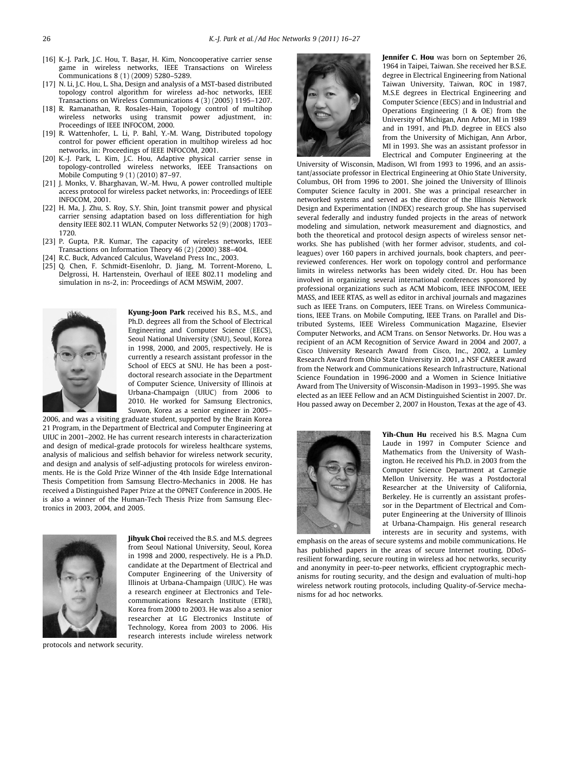[16] K.-J. Park, J.C. Hou, T. Başar, H. Kim, Noncooperative carrier sense game in wireless networks, IEEE Transactions on Wireless Communications 8 (1) (2009) 5280–5289.

[17] N. Li, J.C. Hou, L. Sha, Design and analysis of a MST-based distributed topology control algorithm for wireless ad-hoc networks, IEEE Transactions on Wireless Communications 4 (3) (2005) 1195–1207.

[18] R. Ramanathan, R. Rosales-Hain, Topology control of multihop wireless networks using transmit power adjustment, in: Proceedings of IEEE INFOCOM, 2000.

[19] R. Wattenhofer, L. Li, P. Bahl, Y.-M. Wang, Distributed topology control for power efficient operation in multihop wireless ad hoc networks, in: Proceedings of IEEE INFOCOM, 2001.

[20] K.-J. Park, L. Kim, J.C. Hou, Adaptive physical carrier sense in topology-controlled wireless networks, IEEE Transactions on Mobile Computing 9 (1) (2010) 87–97.

[21] J. Monks, V. Bharghavan, W.-M. Hwu, A power controlled multiple access protocol for wireless packet networks, in: Proceedings of IEEE INFOCOM, 2001.

[22] H. Ma, J. Zhu, S. Roy, S.Y. Shin, Joint transmit power and physical carrier sensing adaptation based on loss differentiation for high density IEEE 802.11 WLAN, Computer Networks 52 (9) (2008) 1703–1720.

[23] P. Gupta, P.R. Kumar, The capacity of wireless networks, IEEE Transactions on Information Theory 46 (2) (2000) 388–404.

[24] R.C. Buck, Advanced Calculus, Waveland Press Inc., 2003.

[25] Q. Chen, F. Schmidt-Eisenlohr, D. Jiang, M. Torrent-Moreno, L. Delgrossi, H. Hartenstein, Overhaul of IEEE 802.11 modeling and simulation in ns-2, in: Proceedings of ACM MSWiM, 2007.

**Kyung-Joon Park** received his B.S., M.S., and Ph.D. degrees all from the School of Electrical Engineering and Computer Science (EECS), Seoul National University (SNU), Seoul, Korea in 1998, 2000, and 2005, respectively. He is currently a research assistant professor in the School of EECS at SNU. He has been a postdoctoral research associate in the Department of Computer Science, University of Illinois at Urbana-Champaign (UIUC) from 2006 to 2010. He worked for Samsung Electronics, Suwon, Korea as a senior engineer in 2005–2006, and was a visiting graduate student, supported by the Brain Korea 21 Program, in the Department of Electrical and Computer Engineering at UIUC in 2001–2002. He has current research interests in characterization and design of medical-grade protocols for wireless healthcare systems, analysis of malicious and selfish behavior for wireless network security, and design and analysis of self-adjusting protocols for wireless environments. He is the Gold Prize Winner of the 4th Inside Edge International Thesis Competition from Samsung Electro-Mechanics in 2008. He has received a Distinguished Paper Prize at the OPNET Conference in 2005. He is also a winner of the Human-Tech Thesis Prize from Samsung Electronics in 2003, 2004, and 2005.

**Jihyuk Choi** received the B.S. and M.S. degrees from Seoul National University, Seoul, Korea in 1998 and 2000, respectively. He is a Ph.D. candidate at the Department of Electrical and Computer Engineering of the University of Illinois at Urbana-Champaign (UIUC). He was a research engineer at Electronics and Telecommunications Research Institute (ETRI), Korea from 2000 to 2003. He was also a senior researcher at LG Electronics Institute of Technology, Korea from 2003 to 2006. His research interests include wireless network protocols and network security.

**Jennifer C. Hou** was born on September 26, 1964 in Taipei, Taiwan. She received her B.S.E. degree in Electrical Engineering from National Taiwan University, Taiwan, ROC in 1987, M.S.E degrees in Electrical Engineering and Computer Science (EECS) and in Industrial and Operations Engineering (I & OE) from the University of Michigan, Ann Arbor, MI in 1989 and in 1991, and Ph.D. degree in EECS also from the University of Michigan, Ann Arbor, MI in 1993. She was an assistant professor in Electrical and Computer Engineering at the University of Wisconsin, Madison, WI from 1993 to 1996, and an assistant/associate professor in Electrical Engineering at Ohio State University, Columbus, OH from 1996 to 2001. She joined the University of Illinois Computer Science faculty in 2001. She was a principal researcher in networked systems and served as the director of the Illinois Network Design and Experimentation (INDEX) research group. She has supervised several federally and industry funded projects in the areas of network modeling and simulation, network measurement and diagnostics, and both the theoretical and protocol design aspects of wireless sensor networks. She has published (with her former advisor, students, and colleagues) over 160 papers in archived journals, book chapters, and peer-reviewed conferences. Her work on topology control and performance limits in wireless networks has been widely cited. Dr. Hou has been involved in organizing several international conferences sponsored by professional organizations such as ACM Mobicom, IEEE INFOCOM, IEEE MASS, and IEEE RTAS, as well as editor in archival journals and magazines such as IEEE Trans. on Computers, IEEE Trans. on Wireless Communications, IEEE Trans. on Mobile Computing, IEEE Trans. on Parallel and Distributed Systems, IEEE Wireless Communication Magazine, Elsevier Computer Networks, and ACM Trans. on Sensor Networks. Dr. Hou was a recipient of an ACM Recognition of Service Award in 2004 and 2007, a Cisco University Research Award from Cisco, Inc., 2002, a Lumley Research Award from Ohio State University in 2001, a NSF CAREER award from the Network and Communications Research Infrastructure, National Science Foundation in 1996-2000 and a Women in Science Initiative Award from The University of Wisconsin-Madison in 1993–1995. She was elected as an IEEE Fellow and an ACM Distinguished Scientist in 2007. Dr. Hou passed away on December 2, 2007 in Houston, Texas at the age of 43.

**Yih-Chun Hu** received his B.S. Magna Cum Laude in 1997 in Computer Science and Mathematics from the University of Washington. He received his Ph.D. in 2003 from the Computer Science Department at Carnegie Mellon University. He was a Postdoctoral Researcher at the University of California, Berkeley. He is currently an assistant professor in the Department of Electrical and Computer Engineering at the University of Illinois at Urbana-Champaign. His general research interests are in security and systems, with emphasis on the areas of secure systems and mobile communications. He has published papers in the areas of secure Internet routing, DDoS-resilient forwarding, secure routing in wireless ad hoc networks, security and anonymity in peer-to-peer networks, efficient cryptographic mechanisms for routing security, and the design and evaluation of multi-hop wireless network routing protocols, including Quality-of-Service mechanisms for ad hoc networks.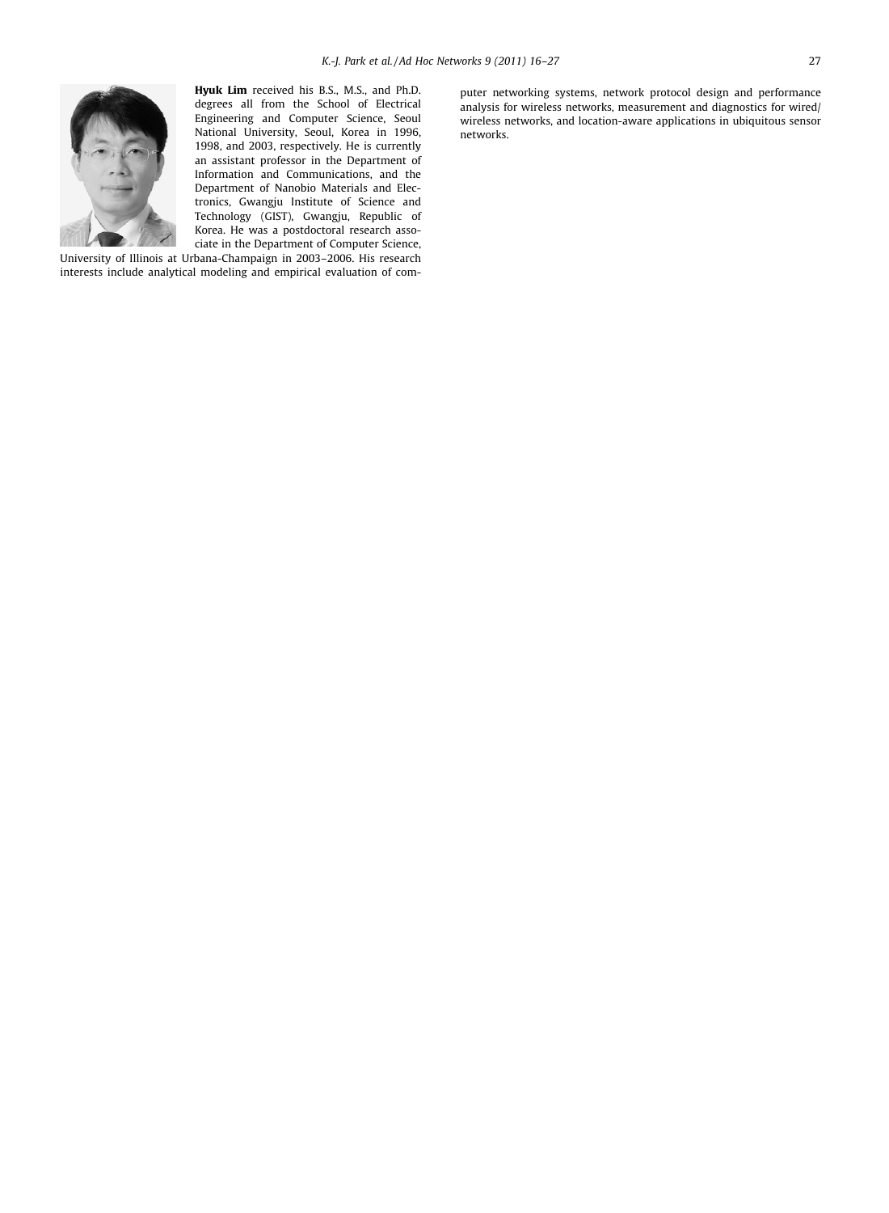**Hyuk Lim** received his B.S., M.S., and Ph.D. degrees all from the School of Electrical Engineering and Computer Science, Seoul National University, Seoul, Korea in 1996, 1998, and 2003, respectively. He is currently an assistant professor in the Department of Information and Communications, and the Department of Nanobio Materials and Electronics, Gwangju Institute of Science and Technology (GIST), Gwangju, Republic of Korea. He was a postdoctoral research associate in the Department of Computer Science, University of Illinois at Urbana-Champaign in 2003–2006. His research interests include analytical modeling and empirical evaluation of computer networking systems, network protocol design and performance analysis for wireless networks, measurement and diagnostics for wired/wireless networks, and location-aware applications in ubiquitous sensor networks.